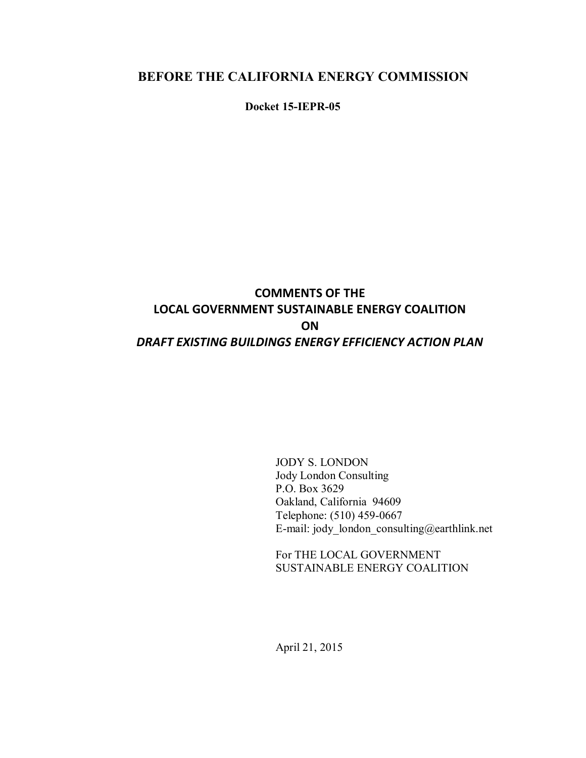# BEFORE THE CALIFORNIA ENERGY COMMISSION

**Docket 15-IEPR-05**

## COMMENTS OF THE LOCAL GOVERNMENT SUSTAINABLE ENERGY COALITION ON *DRAFT EXISTING BUILDINGS ENERGY EFFICIENCY ACTION PLAN*

JODY S. LONDON
Jody London Consulting
P.O. Box 3629
Oakland, California 94609
Telephone: (510) 459-0667
E-mail: jody_london_consulting@earthlink.net

For THE LOCAL GOVERNMENT
SUSTAINABLE ENERGY COALITION

April 21, 2015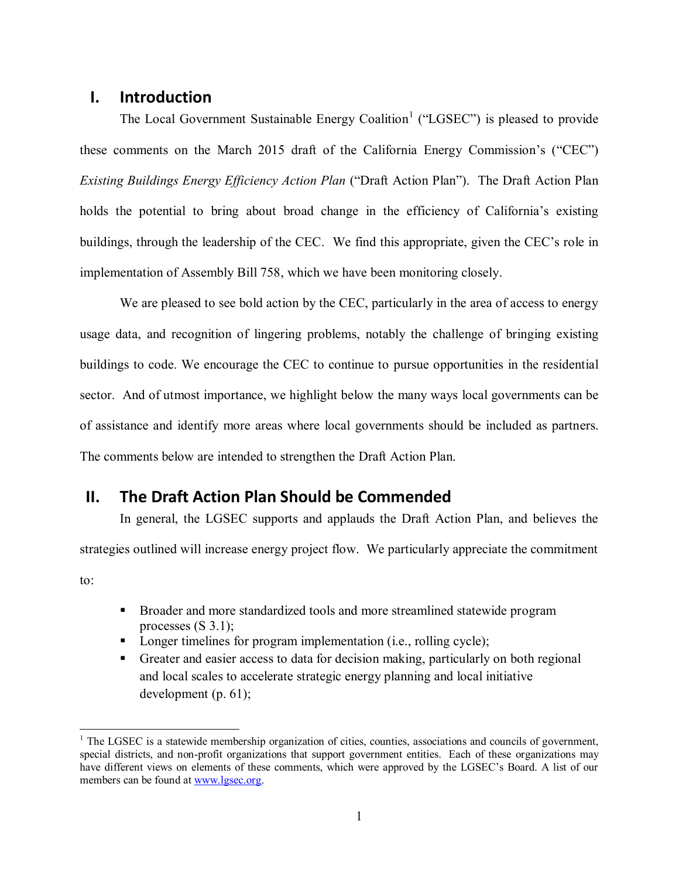## I. Introduction

The Local Government Sustainable Energy Coalition[1] ("LGSEC") is pleased to provide these comments on the March 2015 draft of the California Energy Commission's ("CEC") *Existing Buildings Energy Efficiency Action Plan* ("Draft Action Plan"). The Draft Action Plan holds the potential to bring about broad change in the efficiency of California's existing buildings, through the leadership of the CEC. We find this appropriate, given the CEC's role in implementation of Assembly Bill 758, which we have been monitoring closely.

We are pleased to see bold action by the CEC, particularly in the area of access to energy usage data, and recognition of lingering problems, notably the challenge of bringing existing buildings to code. We encourage the CEC to continue to pursue opportunities in the residential sector. And of utmost importance, we highlight below the many ways local governments can be of assistance and identify more areas where local governments should be included as partners. The comments below are intended to strengthen the Draft Action Plan.

## II. The Draft Action Plan Should be Commended

In general, the LGSEC supports and applauds the Draft Action Plan, and believes the strategies outlined will increase energy project flow. We particularly appreciate the commitment to:

- Broader and more standardized tools and more streamlined statewide program processes (S 3.1);
- Longer timelines for program implementation (i.e., rolling cycle);
- Greater and easier access to data for decision making, particularly on both regional and local scales to accelerate strategic energy planning and local initiative development (p. 61);

[1] The LGSEC is a statewide membership organization of cities, counties, associations and councils of government, special districts, and non-profit organizations that support government entities. Each of these organizations may have different views on elements of these comments, which were approved by the LGSEC's Board. A list of our members can be found at www.lgsec.org.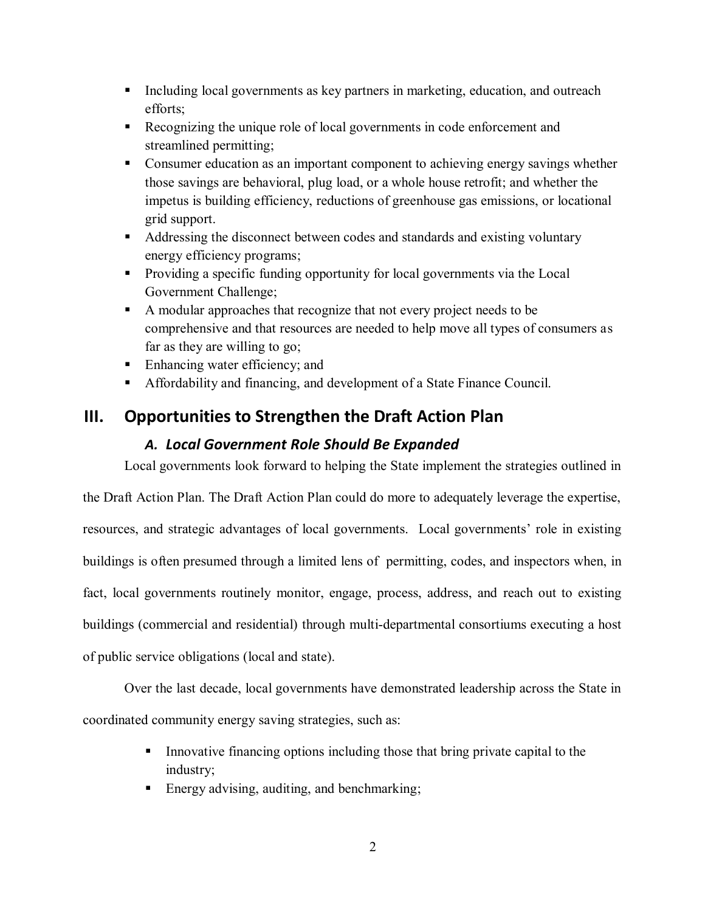- Including local governments as key partners in marketing, education, and outreach efforts;
- Recognizing the unique role of local governments in code enforcement and streamlined permitting;
- Consumer education as an important component to achieving energy savings whether those savings are behavioral, plug load, or a whole house retrofit; and whether the impetus is building efficiency, reductions of greenhouse gas emissions, or locational grid support.
- Addressing the disconnect between codes and standards and existing voluntary energy efficiency programs;
- Providing a specific funding opportunity for local governments via the Local Government Challenge;
- A modular approaches that recognize that not every project needs to be comprehensive and that resources are needed to help move all types of consumers as far as they are willing to go;
- Enhancing water efficiency; and
- Affordability and financing, and development of a State Finance Council.

## III. Opportunities to Strengthen the Draft Action Plan

### *A. Local Government Role Should Be Expanded*

Local governments look forward to helping the State implement the strategies outlined in the Draft Action Plan. The Draft Action Plan could do more to adequately leverage the expertise, resources, and strategic advantages of local governments. Local governments' role in existing buildings is often presumed through a limited lens of permitting, codes, and inspectors when, in fact, local governments routinely monitor, engage, process, address, and reach out to existing buildings (commercial and residential) through multi-departmental consortiums executing a host of public service obligations (local and state).

Over the last decade, local governments have demonstrated leadership across the State in coordinated community energy saving strategies, such as:

- Innovative financing options including those that bring private capital to the industry;
- Energy advising, auditing, and benchmarking;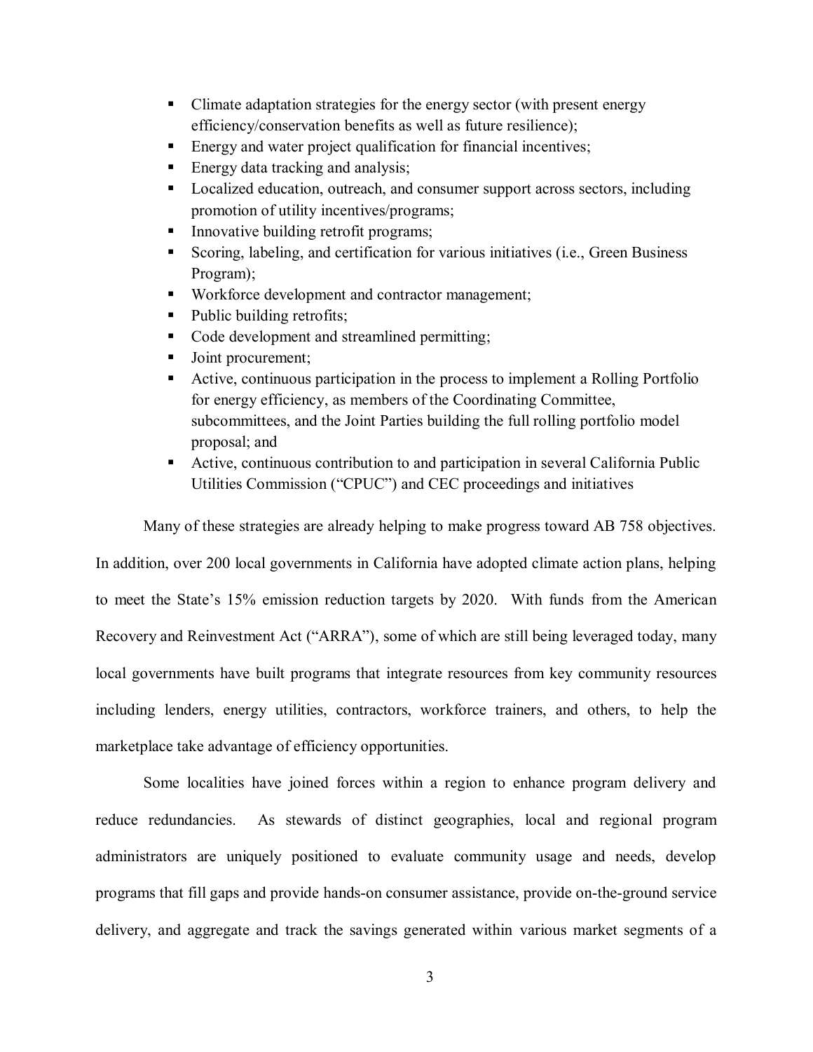- Climate adaptation strategies for the energy sector (with present energy efficiency/conservation benefits as well as future resilience);
- Energy and water project qualification for financial incentives;
- Energy data tracking and analysis;
- Localized education, outreach, and consumer support across sectors, including promotion of utility incentives/programs;
- Innovative building retrofit programs;
- Scoring, labeling, and certification for various initiatives (i.e., Green Business Program);
- Workforce development and contractor management;
- Public building retrofits;
- Code development and streamlined permitting;
- Joint procurement;
- Active, continuous participation in the process to implement a Rolling Portfolio for energy efficiency, as members of the Coordinating Committee, subcommittees, and the Joint Parties building the full rolling portfolio model proposal; and
- Active, continuous contribution to and participation in several California Public Utilities Commission ("CPUC") and CEC proceedings and initiatives

Many of these strategies are already helping to make progress toward AB 758 objectives. In addition, over 200 local governments in California have adopted climate action plans, helping to meet the State's 15% emission reduction targets by 2020. With funds from the American Recovery and Reinvestment Act ("ARRA"), some of which are still being leveraged today, many local governments have built programs that integrate resources from key community resources including lenders, energy utilities, contractors, workforce trainers, and others, to help the marketplace take advantage of efficiency opportunities.

Some localities have joined forces within a region to enhance program delivery and reduce redundancies. As stewards of distinct geographies, local and regional program administrators are uniquely positioned to evaluate community usage and needs, develop programs that fill gaps and provide hands-on consumer assistance, provide on-the-ground service delivery, and aggregate and track the savings generated within various market segments of a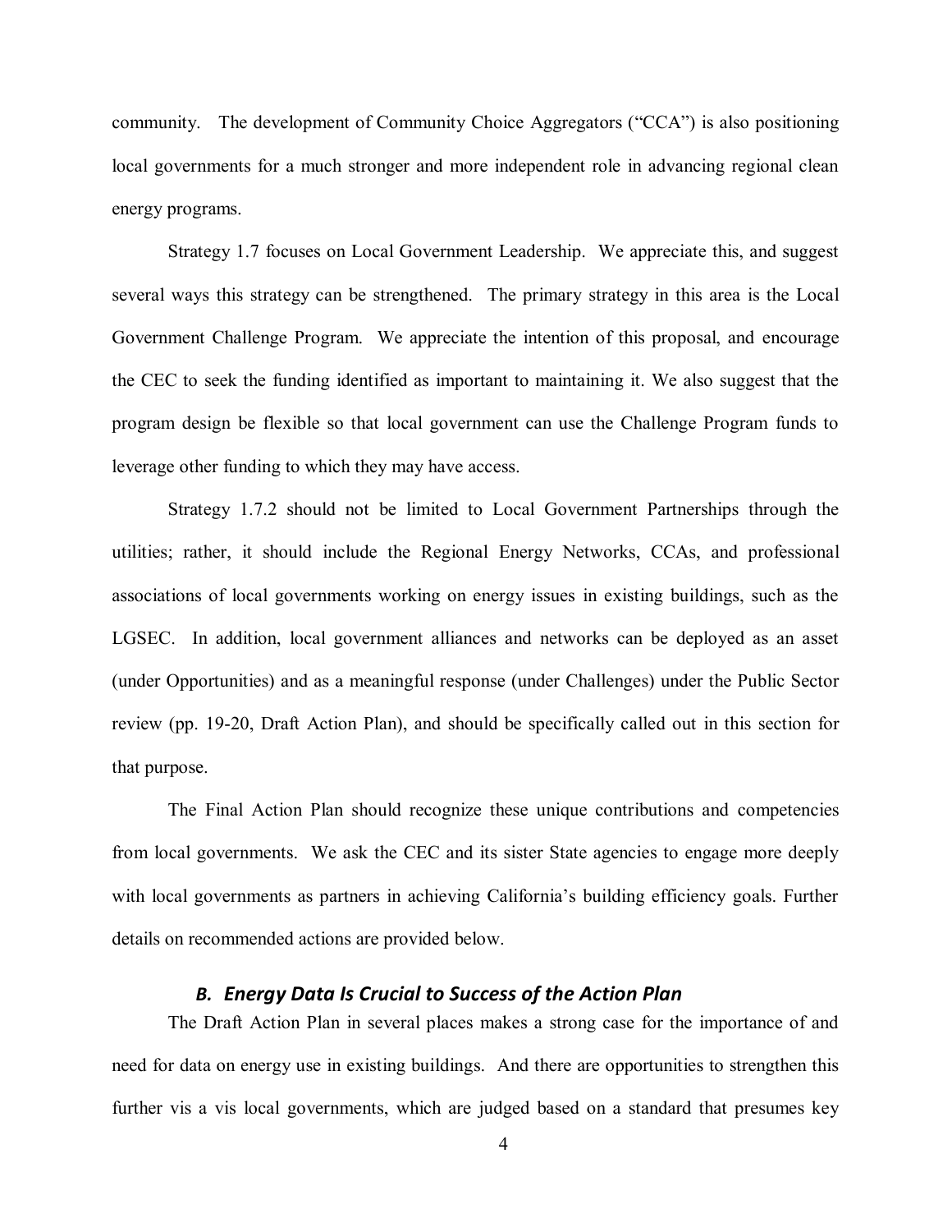community. The development of Community Choice Aggregators ("CCA") is also positioning local governments for a much stronger and more independent role in advancing regional clean energy programs.

Strategy 1.7 focuses on Local Government Leadership. We appreciate this, and suggest several ways this strategy can be strengthened. The primary strategy in this area is the Local Government Challenge Program. We appreciate the intention of this proposal, and encourage the CEC to seek the funding identified as important to maintaining it. We also suggest that the program design be flexible so that local government can use the Challenge Program funds to leverage other funding to which they may have access.

Strategy 1.7.2 should not be limited to Local Government Partnerships through the utilities; rather, it should include the Regional Energy Networks, CCAs, and professional associations of local governments working on energy issues in existing buildings, such as the LGSEC. In addition, local government alliances and networks can be deployed as an asset (under Opportunities) and as a meaningful response (under Challenges) under the Public Sector review (pp. 19-20, Draft Action Plan), and should be specifically called out in this section for that purpose.

The Final Action Plan should recognize these unique contributions and competencies from local governments. We ask the CEC and its sister State agencies to engage more deeply with local governments as partners in achieving California's building efficiency goals. Further details on recommended actions are provided below.

### *B. Energy Data Is Crucial to Success of the Action Plan*

The Draft Action Plan in several places makes a strong case for the importance of and need for data on energy use in existing buildings. And there are opportunities to strengthen this further vis a vis local governments, which are judged based on a standard that presumes key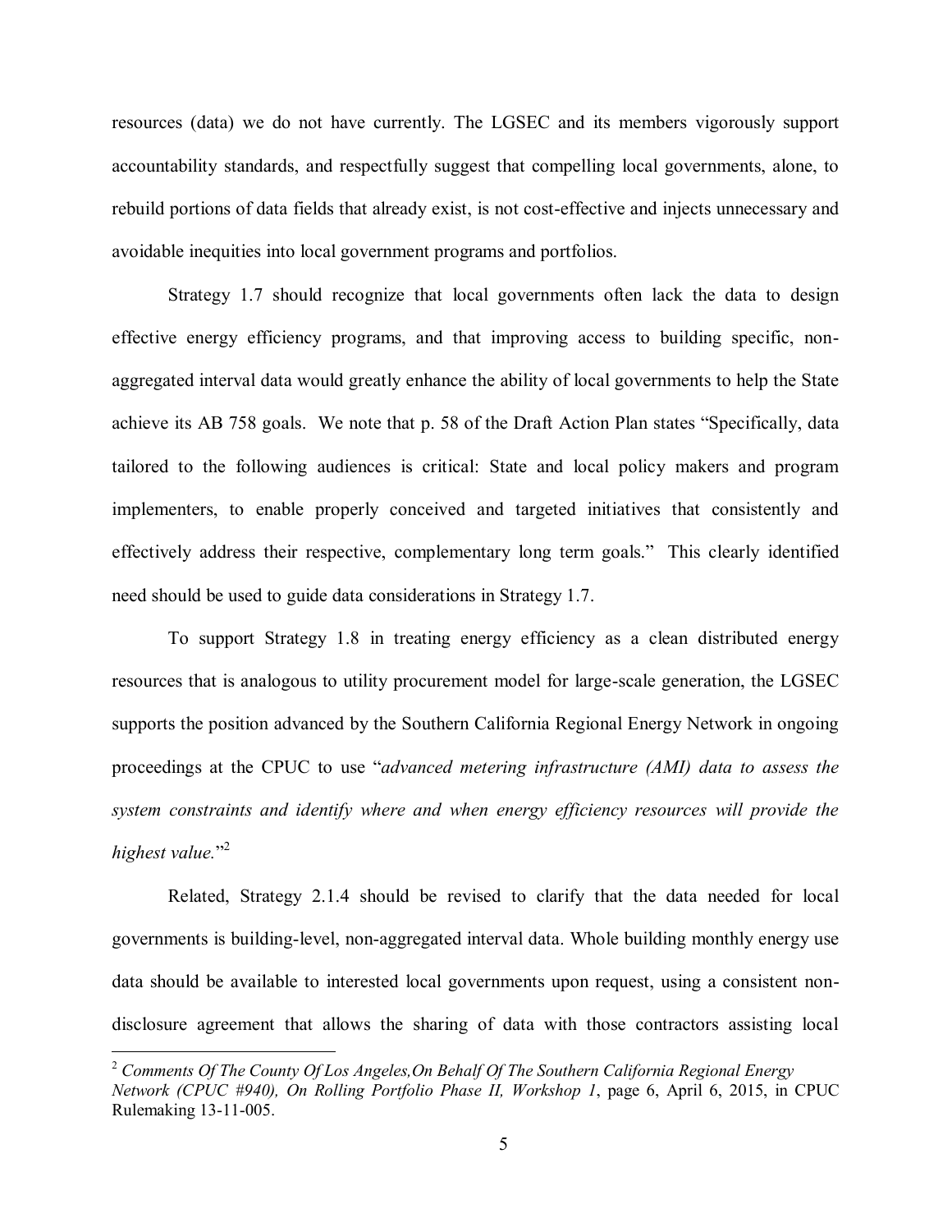resources (data) we do not have currently. The LGSEC and its members vigorously support accountability standards, and respectfully suggest that compelling local governments, alone, to rebuild portions of data fields that already exist, is not cost-effective and injects unnecessary and avoidable inequities into local government programs and portfolios.

Strategy 1.7 should recognize that local governments often lack the data to design effective energy efficiency programs, and that improving access to building specific, non-aggregated interval data would greatly enhance the ability of local governments to help the State achieve its AB 758 goals. We note that p. 58 of the Draft Action Plan states "Specifically, data tailored to the following audiences is critical: State and local policy makers and program implementers, to enable properly conceived and targeted initiatives that consistently and effectively address their respective, complementary long term goals." This clearly identified need should be used to guide data considerations in Strategy 1.7.

To support Strategy 1.8 in treating energy efficiency as a clean distributed energy resources that is analogous to utility procurement model for large-scale generation, the LGSEC supports the position advanced by the Southern California Regional Energy Network in ongoing proceedings at the CPUC to use "*advanced metering infrastructure (AMI) data to assess the system constraints and identify where and when energy efficiency resources will provide the highest value.*"[2]

Related, Strategy 2.1.4 should be revised to clarify that the data needed for local governments is building-level, non-aggregated interval data. Whole building monthly energy use data should be available to interested local governments upon request, using a consistent non-disclosure agreement that allows the sharing of data with those contractors assisting local

---

[2] *Comments Of The County Of Los Angeles,On Behalf Of The Southern California Regional Energy Network (CPUC #940), On Rolling Portfolio Phase II, Workshop 1*, page 6, April 6, 2015, in CPUC Rulemaking 13-11-005.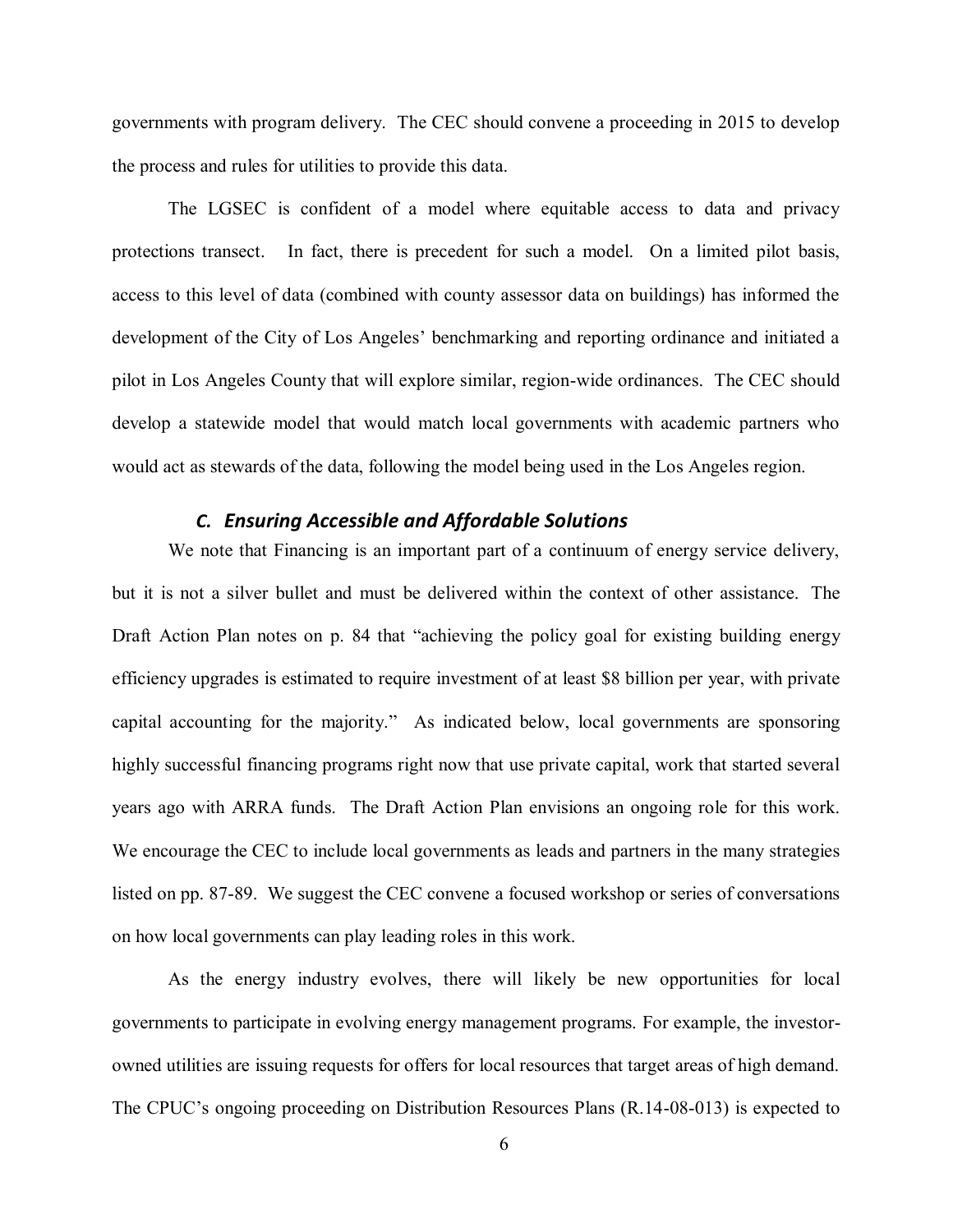governments with program delivery. The CEC should convene a proceeding in 2015 to develop the process and rules for utilities to provide this data.

The LGSEC is confident of a model where equitable access to data and privacy protections transect. In fact, there is precedent for such a model. On a limited pilot basis, access to this level of data (combined with county assessor data on buildings) has informed the development of the City of Los Angeles' benchmarking and reporting ordinance and initiated a pilot in Los Angeles County that will explore similar, region-wide ordinances. The CEC should develop a statewide model that would match local governments with academic partners who would act as stewards of the data, following the model being used in the Los Angeles region.

### *C. Ensuring Accessible and Affordable Solutions*

We note that Financing is an important part of a continuum of energy service delivery, but it is not a silver bullet and must be delivered within the context of other assistance. The Draft Action Plan notes on p. 84 that "achieving the policy goal for existing building energy efficiency upgrades is estimated to require investment of at least $8 billion per year, with private capital accounting for the majority." As indicated below, local governments are sponsoring highly successful financing programs right now that use private capital, work that started several years ago with ARRA funds. The Draft Action Plan envisions an ongoing role for this work. We encourage the CEC to include local governments as leads and partners in the many strategies listed on pp. 87-89. We suggest the CEC convene a focused workshop or series of conversations on how local governments can play leading roles in this work.

As the energy industry evolves, there will likely be new opportunities for local governments to participate in evolving energy management programs. For example, the investor-owned utilities are issuing requests for offers for local resources that target areas of high demand. The CPUC's ongoing proceeding on Distribution Resources Plans (R.14-08-013) is expected to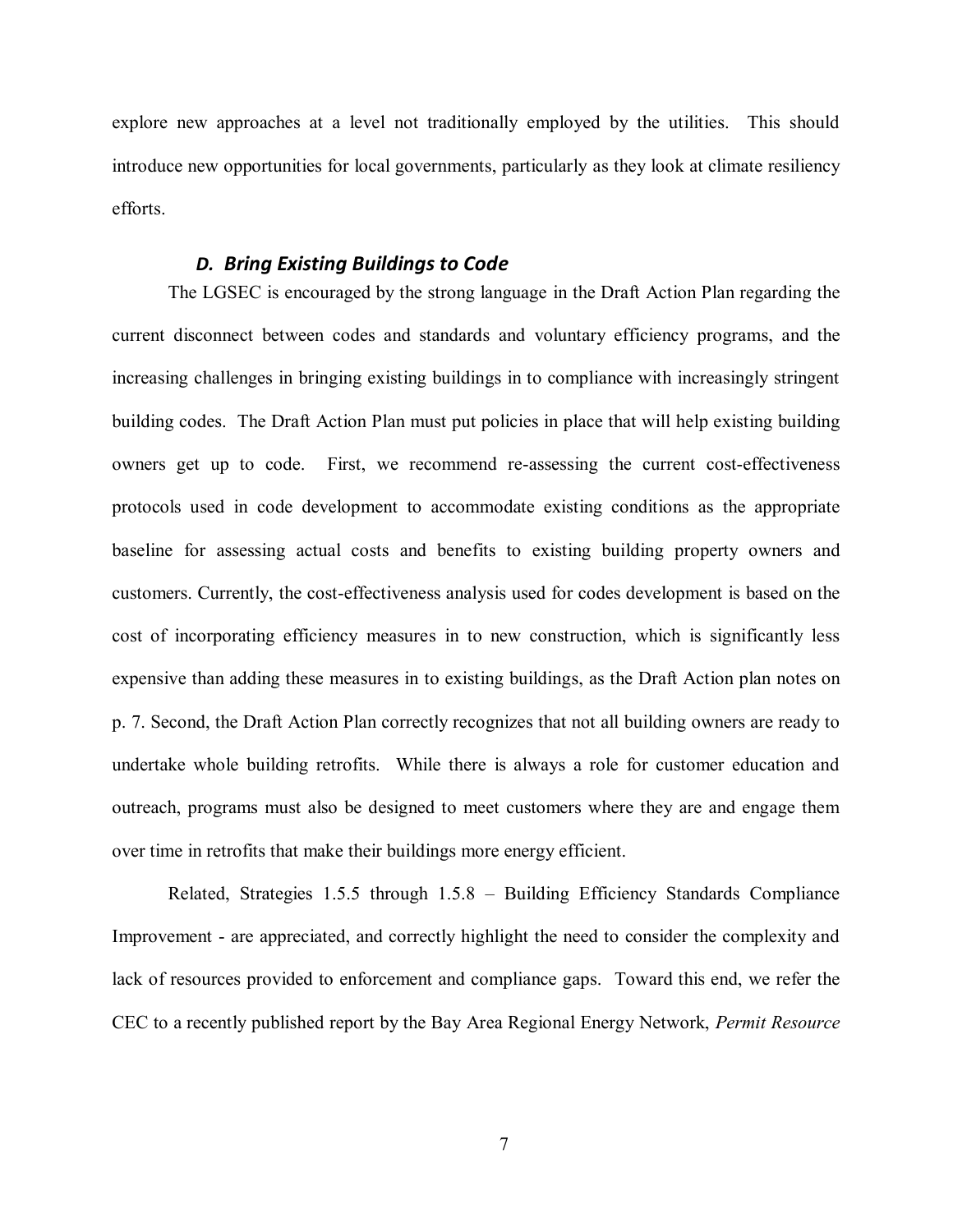explore new approaches at a level not traditionally employed by the utilities. This should introduce new opportunities for local governments, particularly as they look at climate resiliency efforts.

### *D. Bring Existing Buildings to Code*

The LGSEC is encouraged by the strong language in the Draft Action Plan regarding the current disconnect between codes and standards and voluntary efficiency programs, and the increasing challenges in bringing existing buildings in to compliance with increasingly stringent building codes. The Draft Action Plan must put policies in place that will help existing building owners get up to code. First, we recommend re-assessing the current cost-effectiveness protocols used in code development to accommodate existing conditions as the appropriate baseline for assessing actual costs and benefits to existing building property owners and customers. Currently, the cost-effectiveness analysis used for codes development is based on the cost of incorporating efficiency measures in to new construction, which is significantly less expensive than adding these measures in to existing buildings, as the Draft Action plan notes on p. 7. Second, the Draft Action Plan correctly recognizes that not all building owners are ready to undertake whole building retrofits. While there is always a role for customer education and outreach, programs must also be designed to meet customers where they are and engage them over time in retrofits that make their buildings more energy efficient.

Related, Strategies 1.5.5 through 1.5.8 – Building Efficiency Standards Compliance Improvement - are appreciated, and correctly highlight the need to consider the complexity and lack of resources provided to enforcement and compliance gaps. Toward this end, we refer the CEC to a recently published report by the Bay Area Regional Energy Network, *Permit Resource*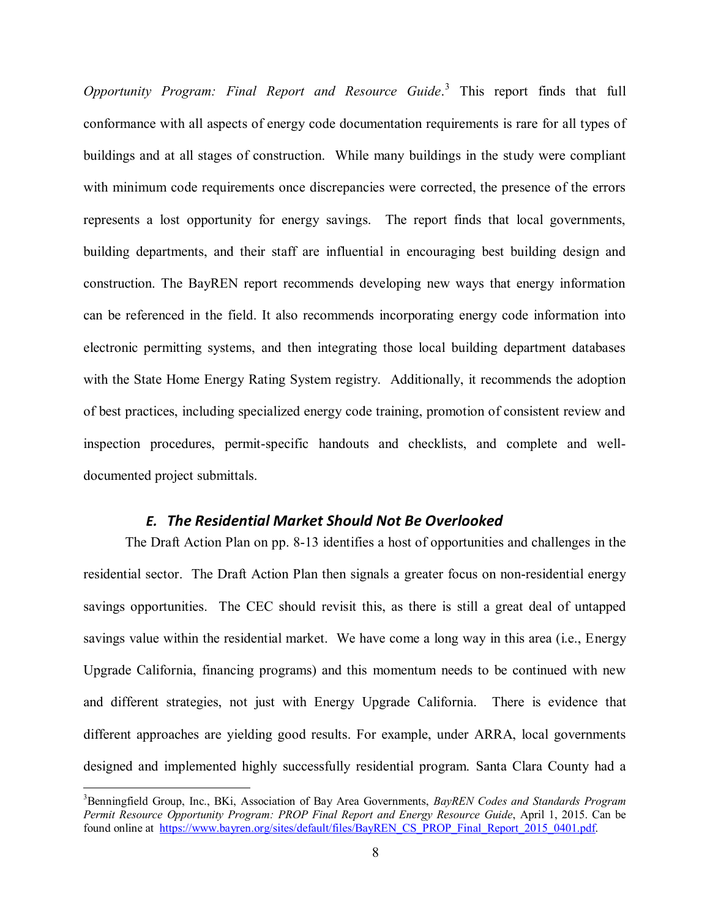*Opportunity Program: Final Report and Resource Guide*.[3] This report finds that full conformance with all aspects of energy code documentation requirements is rare for all types of buildings and at all stages of construction. While many buildings in the study were compliant with minimum code requirements once discrepancies were corrected, the presence of the errors represents a lost opportunity for energy savings. The report finds that local governments, building departments, and their staff are influential in encouraging best building design and construction. The BayREN report recommends developing new ways that energy information can be referenced in the field. It also recommends incorporating energy code information into electronic permitting systems, and then integrating those local building department databases with the State Home Energy Rating System registry. Additionally, it recommends the adoption of best practices, including specialized energy code training, promotion of consistent review and inspection procedures, permit-specific handouts and checklists, and complete and well-documented project submittals.

### *E. The Residential Market Should Not Be Overlooked*

The Draft Action Plan on pp. 8-13 identifies a host of opportunities and challenges in the residential sector. The Draft Action Plan then signals a greater focus on non-residential energy savings opportunities. The CEC should revisit this, as there is still a great deal of untapped savings value within the residential market. We have come a long way in this area (i.e., Energy Upgrade California, financing programs) and this momentum needs to be continued with new and different strategies, not just with Energy Upgrade California. There is evidence that different approaches are yielding good results. For example, under ARRA, local governments designed and implemented highly successfully residential program. Santa Clara County had a

---

[3] Benningfield Group, Inc., BKi, Association of Bay Area Governments, *BayREN Codes and Standards Program Permit Resource Opportunity Program: PROP Final Report and Energy Resource Guide*, April 1, 2015. Can be found online at https://www.bayren.org/sites/default/files/BayREN_CS_PROP_Final_Report_2015_0401.pdf.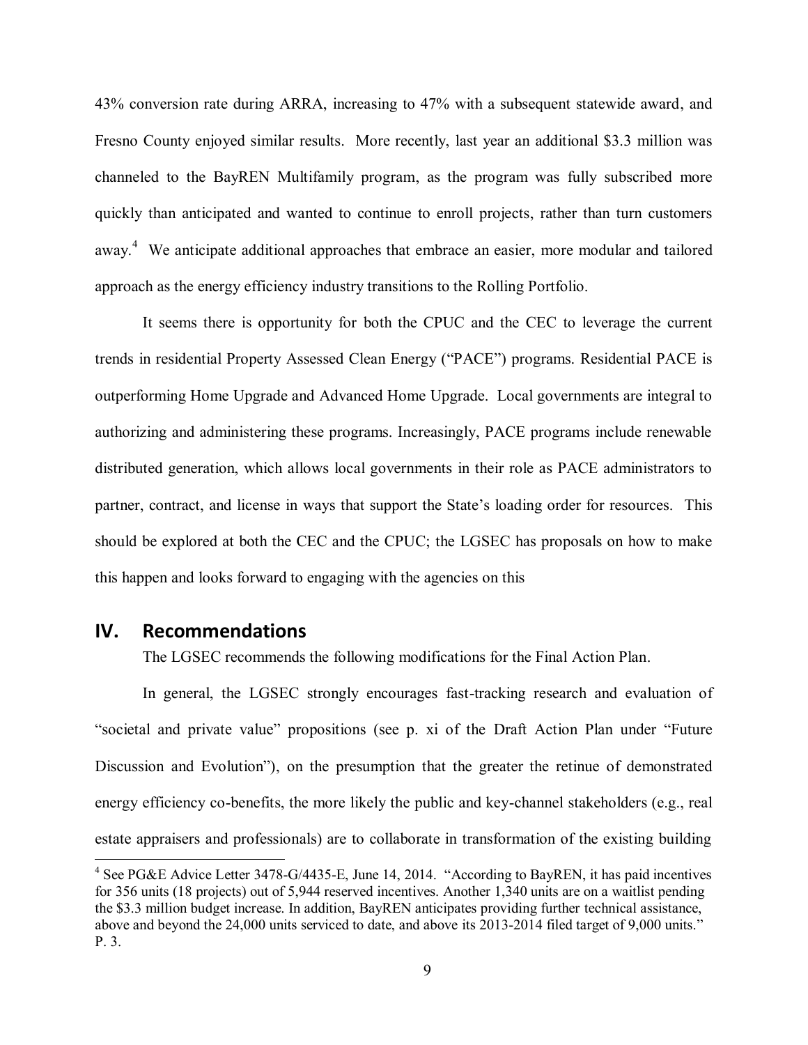43% conversion rate during ARRA, increasing to 47% with a subsequent statewide award, and Fresno County enjoyed similar results. More recently, last year an additional $3.3 million was channeled to the BayREN Multifamily program, as the program was fully subscribed more quickly than anticipated and wanted to continue to enroll projects, rather than turn customers away.[4] We anticipate additional approaches that embrace an easier, more modular and tailored approach as the energy efficiency industry transitions to the Rolling Portfolio.

It seems there is opportunity for both the CPUC and the CEC to leverage the current trends in residential Property Assessed Clean Energy ("PACE") programs. Residential PACE is outperforming Home Upgrade and Advanced Home Upgrade. Local governments are integral to authorizing and administering these programs. Increasingly, PACE programs include renewable distributed generation, which allows local governments in their role as PACE administrators to partner, contract, and license in ways that support the State's loading order for resources. This should be explored at both the CEC and the CPUC; the LGSEC has proposals on how to make this happen and looks forward to engaging with the agencies on this

## IV. Recommendations

The LGSEC recommends the following modifications for the Final Action Plan.

In general, the LGSEC strongly encourages fast-tracking research and evaluation of "societal and private value" propositions (see p. xi of the Draft Action Plan under "Future Discussion and Evolution"), on the presumption that the greater the retinue of demonstrated energy efficiency co-benefits, the more likely the public and key-channel stakeholders (e.g., real estate appraisers and professionals) are to collaborate in transformation of the existing building

---

[4] See PG&E Advice Letter 3478-G/4435-E, June 14, 2014. "According to BayREN, it has paid incentives for 356 units (18 projects) out of 5,944 reserved incentives. Another 1,340 units are on a waitlist pending the $3.3 million budget increase. In addition, BayREN anticipates providing further technical assistance, above and beyond the 24,000 units serviced to date, and above its 2013-2014 filed target of 9,000 units." P. 3.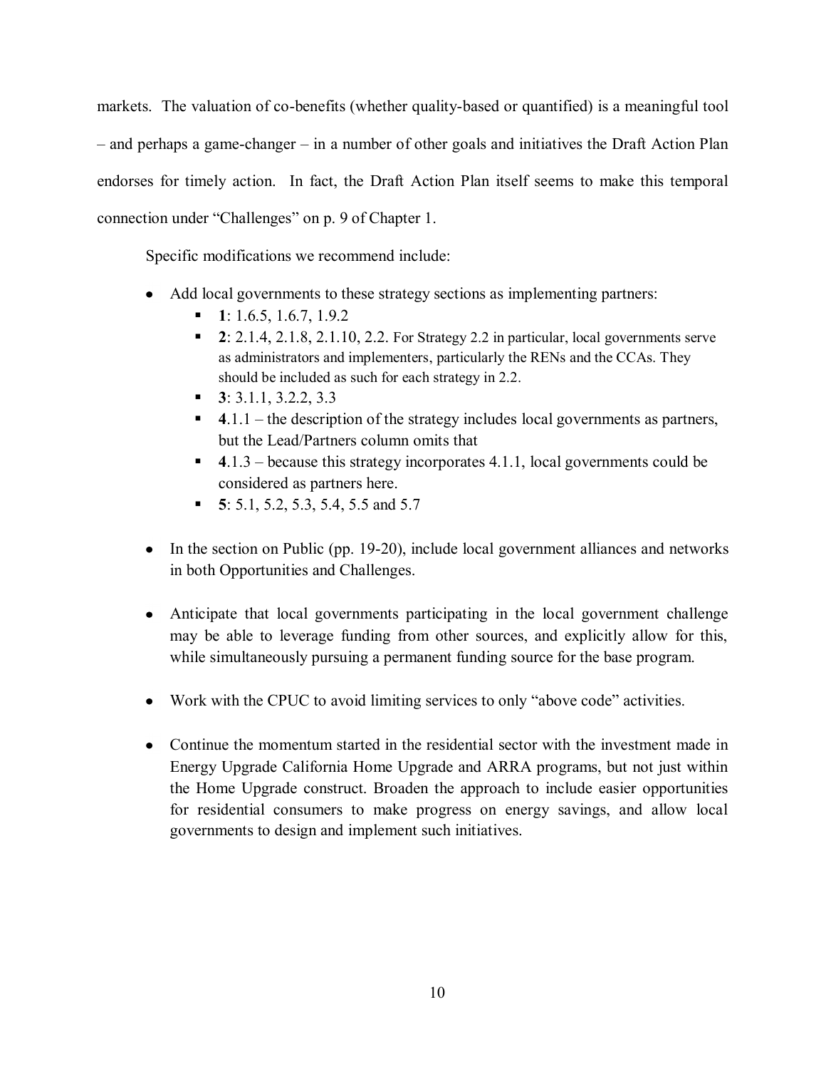markets. The valuation of co-benefits (whether quality-based or quantified) is a meaningful tool – and perhaps a game-changer – in a number of other goals and initiatives the Draft Action Plan endorses for timely action. In fact, the Draft Action Plan itself seems to make this temporal connection under "Challenges" on p. 9 of Chapter 1.

Specific modifications we recommend include:

- Add local governments to these strategy sections as implementing partners:
  - **1**: 1.6.5, 1.6.7, 1.9.2
  - **2**: 2.1.4, 2.1.8, 2.1.10, 2.2. For Strategy 2.2 in particular, local governments serve as administrators and implementers, particularly the RENs and the CCAs. They should be included as such for each strategy in 2.2.
  - **3**: 3.1.1, 3.2.2, 3.3
  - **4**.1.1 – the description of the strategy includes local governments as partners, but the Lead/Partners column omits that
  - **4**.1.3 – because this strategy incorporates 4.1.1, local governments could be considered as partners here.
  - **5**: 5.1, 5.2, 5.3, 5.4, 5.5 and 5.7

- In the section on Public (pp. 19-20), include local government alliances and networks in both Opportunities and Challenges.

- Anticipate that local governments participating in the local government challenge may be able to leverage funding from other sources, and explicitly allow for this, while simultaneously pursuing a permanent funding source for the base program.

- Work with the CPUC to avoid limiting services to only "above code" activities.

- Continue the momentum started in the residential sector with the investment made in Energy Upgrade California Home Upgrade and ARRA programs, but not just within the Home Upgrade construct. Broaden the approach to include easier opportunities for residential consumers to make progress on energy savings, and allow local governments to design and implement such initiatives.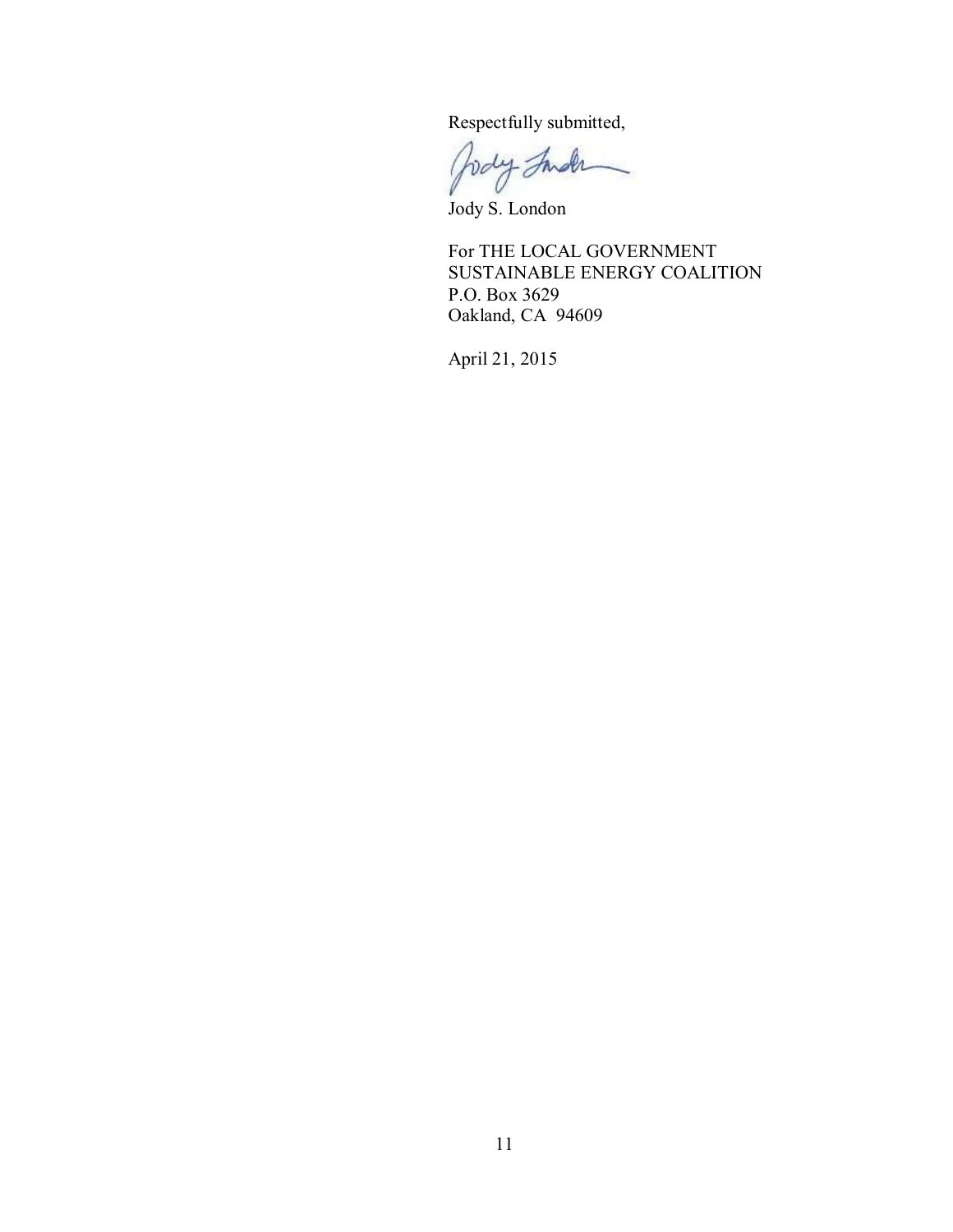Respectfully submitted,

Jody S. London

For THE LOCAL GOVERNMENT
SUSTAINABLE ENERGY COALITION
P.O. Box 3629
Oakland, CA 94609

April 21, 2015